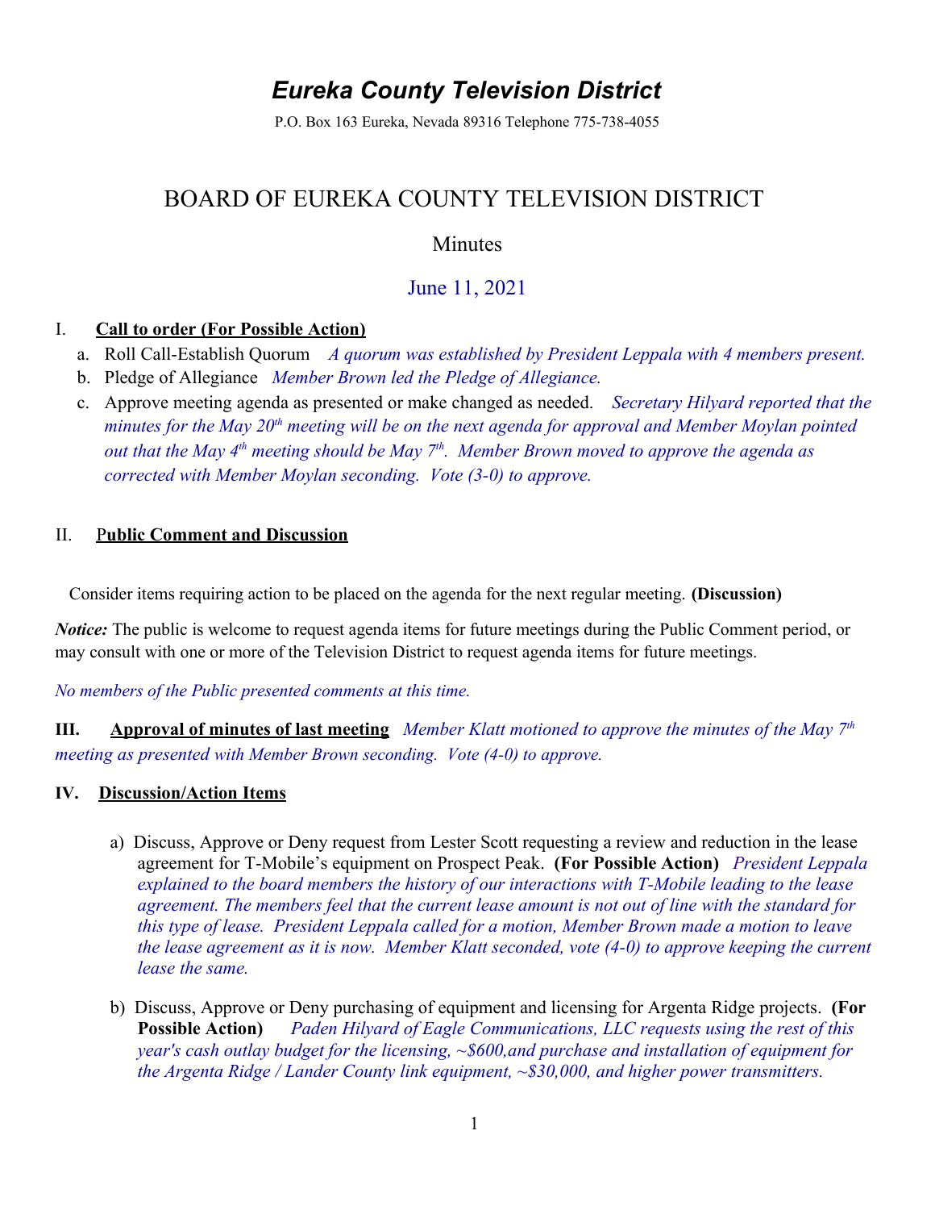# *Eureka County Television District*

P.O. Box 163 Eureka, Nevada 89316 Telephone 775-738-4055

## BOARD OF EUREKA COUNTY TELEVISION DISTRICT

### Minutes

### June 11, 2021

I. **Call to order (For Possible Action)**

a. Roll Call-Establish Quorum *A quorum was established by President Leppala with 4 members present.*

b. Pledge of Allegiance *Member Brown led the Pledge of Allegiance.*

c. Approve meeting agenda as presented or make changed as needed. *Secretary Hilyard reported that the minutes for the May 20th meeting will be on the next agenda for approval and Member Moylan pointed out that the May 4th meeting should be May 7th. Member Brown moved to approve the agenda as corrected with Member Moylan seconding. Vote (3-0) to approve.*

II. **Public Comment and Discussion**

Consider items requiring action to be placed on the agenda for the next regular meeting. **(Discussion)**

***Notice:*** The public is welcome to request agenda items for future meetings during the Public Comment period, or may consult with one or more of the Television District to request agenda items for future meetings.

*No members of the Public presented comments at this time.*

**III. Approval of minutes of last meeting** *Member Klatt motioned to approve the minutes of the May 7th meeting as presented with Member Brown seconding. Vote (4-0) to approve.*

**IV. Discussion/Action Items**

a) Discuss, Approve or Deny request from Lester Scott requesting a review and reduction in the lease agreement for T-Mobile's equipment on Prospect Peak. **(For Possible Action)** *President Leppala explained to the board members the history of our interactions with T-Mobile leading to the lease agreement. The members feel that the current lease amount is not out of line with the standard for this type of lease. President Leppala called for a motion, Member Brown made a motion to leave the lease agreement as it is now. Member Klatt seconded, vote (4-0) to approve keeping the current lease the same.*

b) Discuss, Approve or Deny purchasing of equipment and licensing for Argenta Ridge projects. **(For Possible Action)** *Paden Hilyard of Eagle Communications, LLC requests using the rest of this year's cash outlay budget for the licensing, ~$600,and purchase and installation of equipment for the Argenta Ridge / Lander County link equipment, ~$30,000, and higher power transmitters.*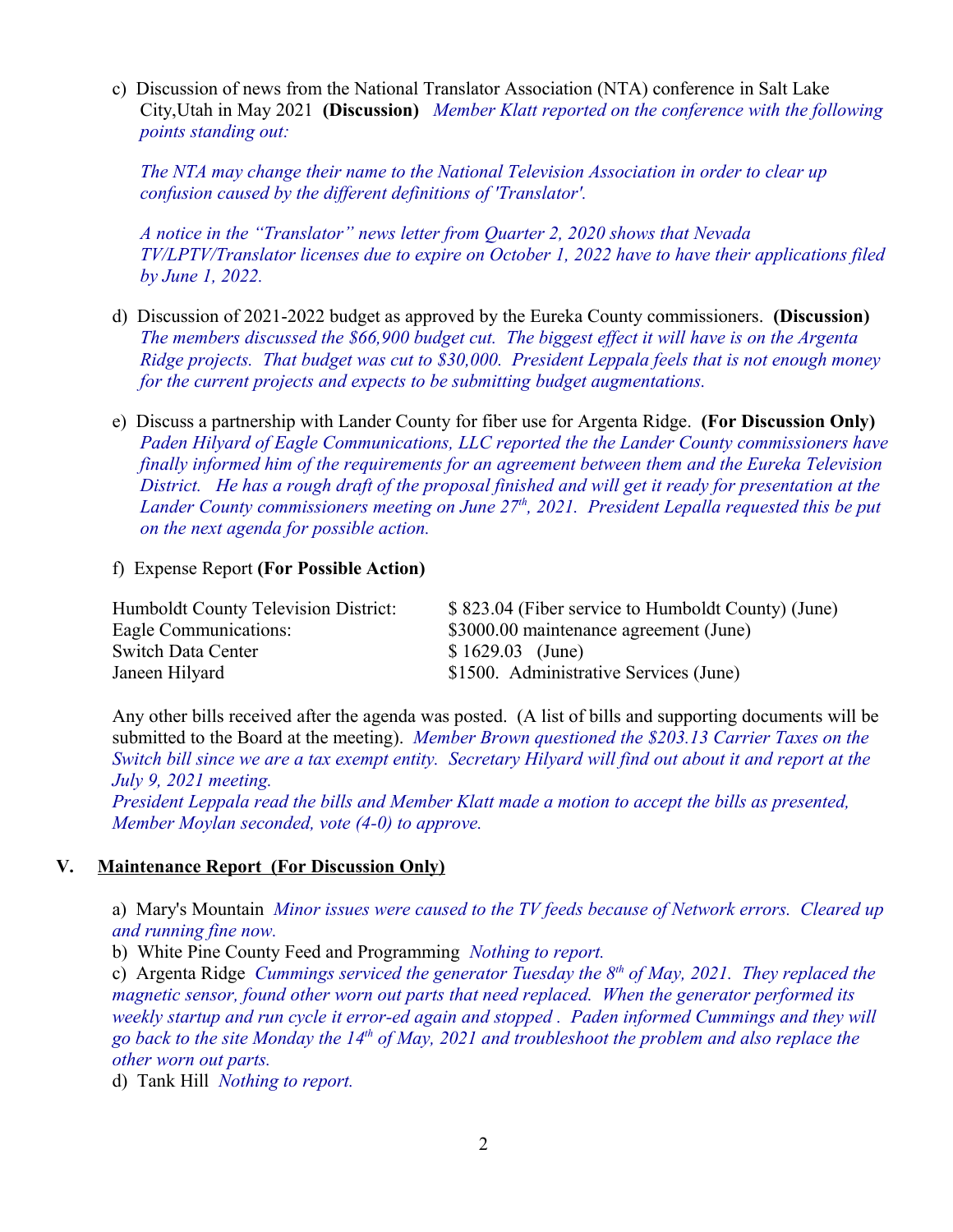c) Discussion of news from the National Translator Association (NTA) conference in Salt Lake City,Utah in May 2021 **(Discussion)** *Member Klatt reported on the conference with the following points standing out:*

*The NTA may change their name to the National Television Association in order to clear up confusion caused by the different definitions of 'Translator'.*

*A notice in the "Translator" news letter from Quarter 2, 2020 shows that Nevada TV/LPTV/Translator licenses due to expire on October 1, 2022 have to have their applications filed by June 1, 2022.*

d) Discussion of 2021-2022 budget as approved by the Eureka County commissioners. **(Discussion)** *The members discussed the $66,900 budget cut. The biggest effect it will have is on the Argenta Ridge projects. That budget was cut to $30,000. President Leppala feels that is not enough money for the current projects and expects to be submitting budget augmentations.*

e) Discuss a partnership with Lander County for fiber use for Argenta Ridge. **(For Discussion Only)** *Paden Hilyard of Eagle Communications, LLC reported the the Lander County commissioners have finally informed him of the requirements for an agreement between them and the Eureka Television District. He has a rough draft of the proposal finished and will get it ready for presentation at the Lander County commissioners meeting on June 27th, 2021. President Lepalla requested this be put on the next agenda for possible action.*

f) Expense Report **(For Possible Action)**

| | |
|---|---|
| Humboldt County Television District: | $ 823.04 (Fiber service to Humboldt County) (June) |
| Eagle Communications: | $3000.00 maintenance agreement (June) |
| Switch Data Center | $ 1629.03 (June) |
| Janeen Hilyard | $1500. Administrative Services (June) |

Any other bills received after the agenda was posted. (A list of bills and supporting documents will be submitted to the Board at the meeting). *Member Brown questioned the $203.13 Carrier Taxes on the Switch bill since we are a tax exempt entity. Secretary Hilyard will find out about it and report at the July 9, 2021 meeting.*
*President Leppala read the bills and Member Klatt made a motion to accept the bills as presented, Member Moylan seconded, vote (4-0) to approve.*

## V. Maintenance Report (For Discussion Only)

a) Mary's Mountain *Minor issues were caused to the TV feeds because of Network errors. Cleared up and running fine now.*
b) White Pine County Feed and Programming *Nothing to report.*
c) Argenta Ridge *Cummings serviced the generator Tuesday the 8th of May, 2021. They replaced the magnetic sensor, found other worn out parts that need replaced. When the generator performed its weekly startup and run cycle it error-ed again and stopped . Paden informed Cummings and they will go back to the site Monday the 14th of May, 2021 and troubleshoot the problem and also replace the other worn out parts.*
d) Tank Hill *Nothing to report.*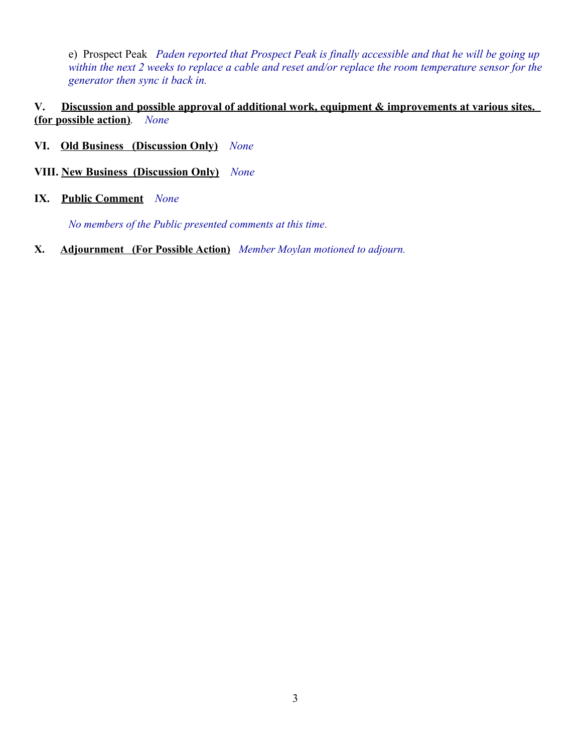e) Prospect Peak *Paden reported that Prospect Peak is finally accessible and that he will be going up within the next 2 weeks to replace a cable and reset and/or replace the room temperature sensor for the generator then sync it back in.*

**V. <u>Discussion and possible approval of additional work, equipment & improvements at various sites. (for possible action)</u>**. *None*

**VI. <u>Old Business (Discussion Only)</u>** *None*

**VIII. <u>New Business (Discussion Only)</u>** *None*

**IX. <u>Public Comment</u>** *None*

*No members of the Public presented comments at this time.*

**X. <u>Adjournment (For Possible Action)</u>** *Member Moylan motioned to adjourn.*